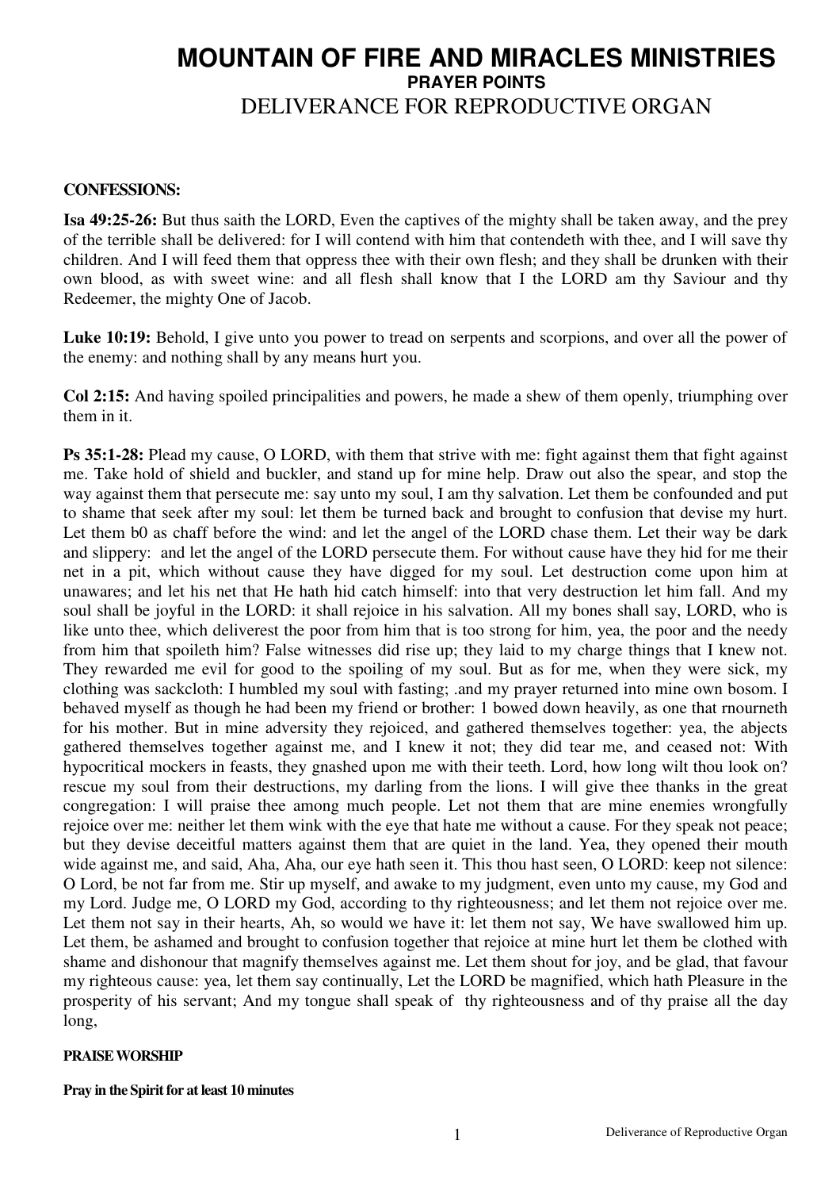# MOUNTAIN OF FIRE AND MIRACLES MINISTRIES

## PRAYER POINTS

## DELIVERANCE FOR REPRODUCTIVE ORGAN

**CONFESSIONS:**

**Isa 49:25-26:** But thus saith the LORD, Even the captives of the mighty shall be taken away, and the prey of the terrible shall be delivered: for I will contend with him that contendeth with thee, and I will save thy children. And I will feed them that oppress thee with their own flesh; and they shall be drunken with their own blood, as with sweet wine: and all flesh shall know that I the LORD am thy Saviour and thy Redeemer, the mighty One of Jacob.

**Luke 10:19:** Behold, I give unto you power to tread on serpents and scorpions, and over all the power of the enemy: and nothing shall by any means hurt you.

**Col 2:15:** And having spoiled principalities and powers, he made a shew of them openly, triumphing over them in it.

**Ps 35:1-28:** Plead my cause, O LORD, with them that strive with me: fight against them that fight against me. Take hold of shield and buckler, and stand up for mine help. Draw out also the spear, and stop the way against them that persecute me: say unto my soul, I am thy salvation. Let them be confounded and put to shame that seek after my soul: let them be turned back and brought to confusion that devise my hurt. Let them b0 as chaff before the wind: and let the angel of the LORD chase them. Let their way be dark and slippery: and let the angel of the LORD persecute them. For without cause have they hid for me their net in a pit, which without cause they have digged for my soul. Let destruction come upon him at unawares; and let his net that He hath hid catch himself: into that very destruction let him fall. And my soul shall be joyful in the LORD: it shall rejoice in his salvation. All my bones shall say, LORD, who is like unto thee, which deliverest the poor from him that is too strong for him, yea, the poor and the needy from him that spoileth him? False witnesses did rise up; they laid to my charge things that I knew not. They rewarded me evil for good to the spoiling of my soul. But as for me, when they were sick, my clothing was sackcloth: I humbled my soul with fasting; .and my prayer returned into mine own bosom. I behaved myself as though he had been my friend or brother: 1 bowed down heavily, as one that rnourneth for his mother. But in mine adversity they rejoiced, and gathered themselves together: yea, the abjects gathered themselves together against me, and I knew it not; they did tear me, and ceased not: With hypocritical mockers in feasts, they gnashed upon me with their teeth. Lord, how long wilt thou look on? rescue my soul from their destructions, my darling from the lions. I will give thee thanks in the great congregation: I will praise thee among much people. Let not them that are mine enemies wrongfully rejoice over me: neither let them wink with the eye that hate me without a cause. For they speak not peace; but they devise deceitful matters against them that are quiet in the land. Yea, they opened their mouth wide against me, and said, Aha, Aha, our eye hath seen it. This thou hast seen, O LORD: keep not silence: O Lord, be not far from me. Stir up myself, and awake to my judgment, even unto my cause, my God and my Lord. Judge me, O LORD my God, according to thy righteousness; and let them not rejoice over me. Let them not say in their hearts, Ah, so would we have it: let them not say, We have swallowed him up. Let them, be ashamed and brought to confusion together that rejoice at mine hurt let them be clothed with shame and dishonour that magnify themselves against me. Let them shout for joy, and be glad, that favour my righteous cause: yea, let them say continually, Let the LORD be magnified, which hath Pleasure in the prosperity of his servant; And my tongue shall speak of thy righteousness and of thy praise all the day long,

**PRAISE WORSHIP**

**Pray in the Spirit for at least 10 minutes**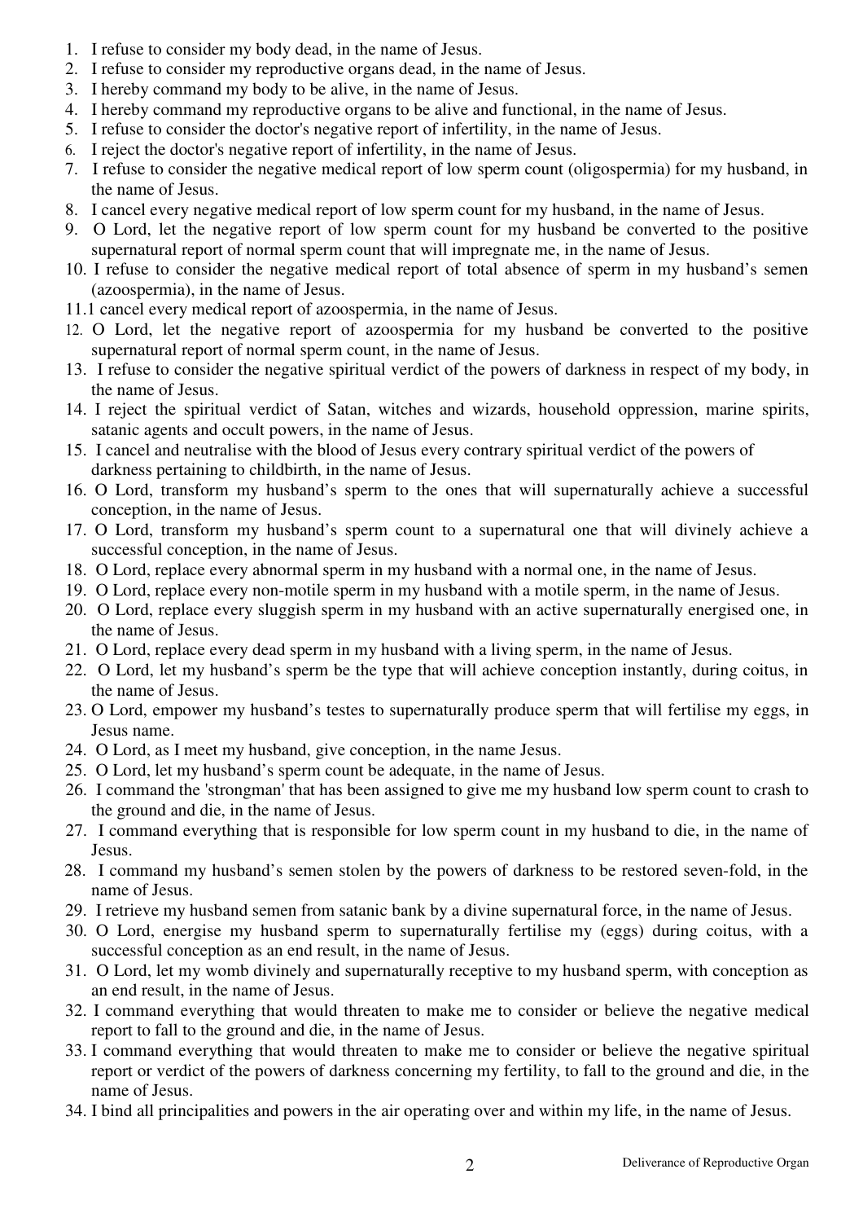1. I refuse to consider my body dead, in the name of Jesus.
2. I refuse to consider my reproductive organs dead, in the name of Jesus.
3. I hereby command my body to be alive, in the name of Jesus.
4. I hereby command my reproductive organs to be alive and functional, in the name of Jesus.
5. I refuse to consider the doctor's negative report of infertility, in the name of Jesus.
6. I reject the doctor's negative report of infertility, in the name of Jesus.
7. I refuse to consider the negative medical report of low sperm count (oligospermia) for my husband, in the name of Jesus.
8. I cancel every negative medical report of low sperm count for my husband, in the name of Jesus.
9. O Lord, let the negative report of low sperm count for my husband be converted to the positive supernatural report of normal sperm count that will impregnate me, in the name of Jesus.
10. I refuse to consider the negative medical report of total absence of sperm in my husband's semen (azoospermia), in the name of Jesus.
11. I cancel every medical report of azoospermia, in the name of Jesus.
12. O Lord, let the negative report of azoospermia for my husband be converted to the positive supernatural report of normal sperm count, in the name of Jesus.
13. I refuse to consider the negative spiritual verdict of the powers of darkness in respect of my body, in the name of Jesus.
14. I reject the spiritual verdict of Satan, witches and wizards, household oppression, marine spirits, satanic agents and occult powers, in the name of Jesus.
15. I cancel and neutralise with the blood of Jesus every contrary spiritual verdict of the powers of darkness pertaining to childbirth, in the name of Jesus.
16. O Lord, transform my husband's sperm to the ones that will supernaturally achieve a successful conception, in the name of Jesus.
17. O Lord, transform my husband's sperm count to a supernatural one that will divinely achieve a successful conception, in the name of Jesus.
18. O Lord, replace every abnormal sperm in my husband with a normal one, in the name of Jesus.
19. O Lord, replace every non-motile sperm in my husband with a motile sperm, in the name of Jesus.
20. O Lord, replace every sluggish sperm in my husband with an active supernaturally energised one, in the name of Jesus.
21. O Lord, replace every dead sperm in my husband with a living sperm, in the name of Jesus.
22. O Lord, let my husband's sperm be the type that will achieve conception instantly, during coitus, in the name of Jesus.
23. O Lord, empower my husband's testes to supernaturally produce sperm that will fertilise my eggs, in Jesus name.
24. O Lord, as I meet my husband, give conception, in the name Jesus.
25. O Lord, let my husband's sperm count be adequate, in the name of Jesus.
26. I command the 'strongman' that has been assigned to give me my husband low sperm count to crash to the ground and die, in the name of Jesus.
27. I command everything that is responsible for low sperm count in my husband to die, in the name of Jesus.
28. I command my husband's semen stolen by the powers of darkness to be restored seven-fold, in the name of Jesus.
29. I retrieve my husband semen from satanic bank by a divine supernatural force, in the name of Jesus.
30. O Lord, energise my husband sperm to supernaturally fertilise my (eggs) during coitus, with a successful conception as an end result, in the name of Jesus.
31. O Lord, let my womb divinely and supernaturally receptive to my husband sperm, with conception as an end result, in the name of Jesus.
32. I command everything that would threaten to make me to consider or believe the negative medical report to fall to the ground and die, in the name of Jesus.
33. I command everything that would threaten to make me to consider or believe the negative spiritual report or verdict of the powers of darkness concerning my fertility, to fall to the ground and die, in the name of Jesus.
34. I bind all principalities and powers in the air operating over and within my life, in the name of Jesus.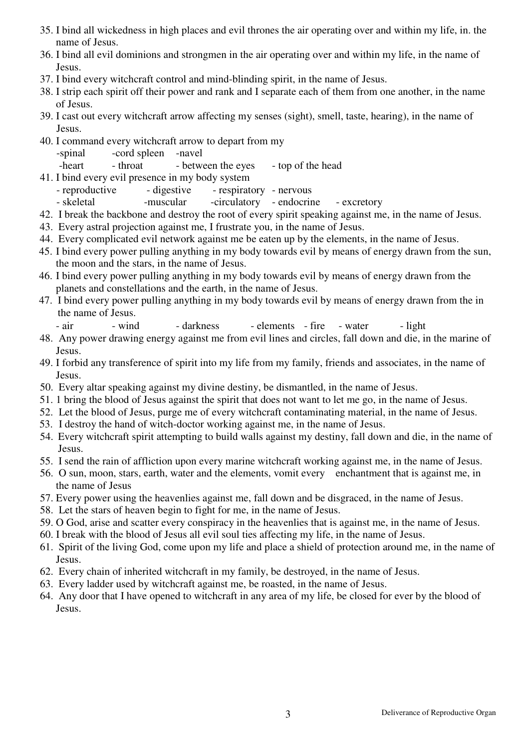35. I bind all wickedness in high places and evil thrones the air operating over and within my life, in. the name of Jesus.
36. I bind all evil dominions and strongmen in the air operating over and within my life, in the name of Jesus.
37. I bind every witchcraft control and mind-blinding spirit, in the name of Jesus.
38. I strip each spirit off their power and rank and I separate each of them from one another, in the name of Jesus.
39. I cast out every witchcraft arrow affecting my senses (sight), smell, taste, hearing), in the name of Jesus.
40. I command every witchcraft arrow to depart from my
    -spinal -cord spleen -navel
    -heart - throat - between the eyes - top of the head
41. I bind every evil presence in my body system
    - reproductive - digestive - respiratory - nervous
    - skeletal -muscular -circulatory - endocrine - excretory
42. I break the backbone and destroy the root of every spirit speaking against me, in the name of Jesus.
43. Every astral projection against me, I frustrate you, in the name of Jesus.
44. Every complicated evil network against me be eaten up by the elements, in the name of Jesus.
45. I bind every power pulling anything in my body towards evil by means of energy drawn from the sun, the moon and the stars, in the name of Jesus.
46. I bind every power pulling anything in my body towards evil by means of energy drawn from the planets and constellations and the earth, in the name of Jesus.
47. I bind every power pulling anything in my body towards evil by means of energy drawn from the in the name of Jesus.
    - air - wind - darkness - elements - fire - water - light
48. Any power drawing energy against me from evil lines and circles, fall down and die, in the marine of Jesus.
49. I forbid any transference of spirit into my life from my family, friends and associates, in the name of Jesus.
50. Every altar speaking against my divine destiny, be dismantled, in the name of Jesus.
51. 1 bring the blood of Jesus against the spirit that does not want to let me go, in the name of Jesus.
52. Let the blood of Jesus, purge me of every witchcraft contaminating material, in the name of Jesus.
53. I destroy the hand of witch-doctor working against me, in the name of Jesus.
54. Every witchcraft spirit attempting to build walls against my destiny, fall down and die, in the name of Jesus.
55. I send the rain of affliction upon every marine witchcraft working against me, in the name of Jesus.
56. O sun, moon, stars, earth, water and the elements, vomit every enchantment that is against me, in the name of Jesus
57. Every power using the heavenlies against me, fall down and be disgraced, in the name of Jesus.
58. Let the stars of heaven begin to fight for me, in the name of Jesus.
59. O God, arise and scatter every conspiracy in the heavenlies that is against me, in the name of Jesus.
60. I break with the blood of Jesus all evil soul ties affecting my life, in the name of Jesus.
61. Spirit of the living God, come upon my life and place a shield of protection around me, in the name of Jesus.
62. Every chain of inherited witchcraft in my family, be destroyed, in the name of Jesus.
63. Every ladder used by witchcraft against me, be roasted, in the name of Jesus.
64. Any door that I have opened to witchcraft in any area of my life, be closed for ever by the blood of Jesus.